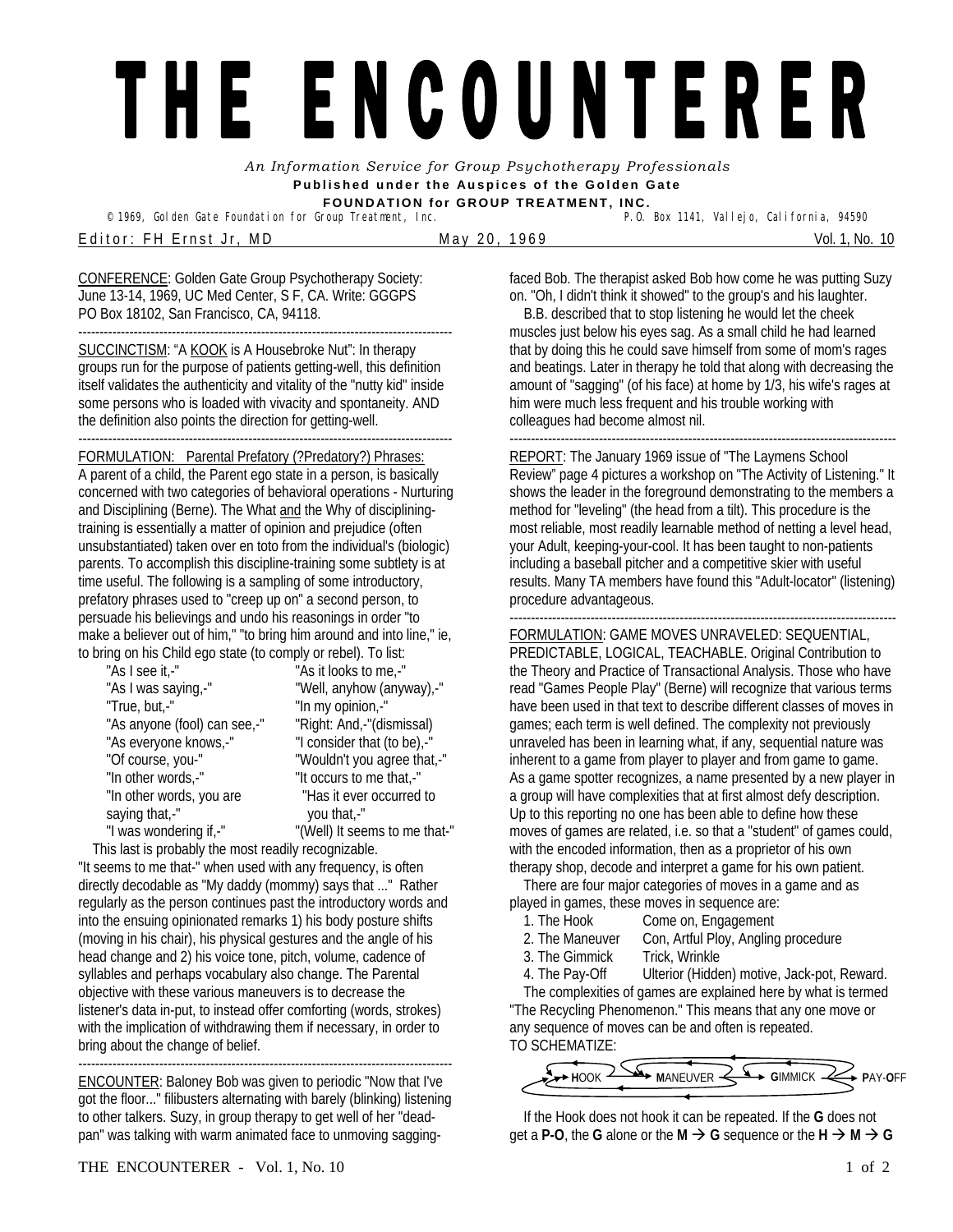# THE ENCOUNTER​ER

*An Information Service for Group Psychotherapy Professionals*

**Published under the Auspices of the Golden Gate FOUNDATION for GROUP TREATMENT, INC.**

© 1969, Golden Gate Foundation for Group Treatment, Inc. P.O. Box 1141, Vallejo, California, 94590

Editor: FH Ernst Jr, MD — May 20, 1969 — Vol. 1, No. 10

CONFERENCE: Golden Gate Group Psychotherapy Society: June 13-14, 1969, UC Med Center, S F, CA. Write: GGGPS PO Box 18102, San Francisco, CA, 94118.

---

SUCCINCTISM: "A KOOK is A Housebroke Nut": In therapy groups run for the purpose of patients getting-well, this definition itself validates the authenticity and vitality of the "nutty kid" inside some persons who is loaded with vivacity and spontaneity. AND the definition also points the direction for getting-well.

---

FORMULATION: Parental Prefatory (?Predatory?) Phrases: A parent of a child, the Parent ego state in a person, is basically concerned with two categories of behavioral operations - Nurturing and Disciplining (Berne). The What and the Why of disciplining-training is essentially a matter of opinion and prejudice (often unsubstantiated) taken over en toto from the individual's (biologic) parents. To accomplish this discipline-training some subtlety is at time useful. The following is a sampling of some introductory, prefatory phrases used to "creep up on" a second person, to persuade his believings and undo his reasonings in order "to make a believer out of him," "to bring him around and into line," ie, to bring on his Child ego state (to comply or rebel). To list:

| | |
|---|---|
| "As I see it,-" | "As it looks to me,-" |
| "As I was saying,-" | "Well, anyhow (anyway),-" |
| "True, but,-" | "In my opinion,-" |
| "As anyone (fool) can see,-" | "Right: And,-"(dismissal) |
| "As everyone knows,-" | "I consider that (to be),-" |
| "Of course, you-" | "Wouldn't you agree that,-" |
| "In other words,-" | "It occurs to me that,-" |
| "In other words, you are saying that,-" | "Has it ever occurred to you that,-" |
| "I was wondering if,-" | "(Well) It seems to me that-" |

This last is probably the most readily recognizable. "It seems to me that-" when used with any frequency, is often directly decodable as "My daddy (mommy) says that ..." Rather regularly as the person continues past the introductory words and into the ensuing opinionated remarks 1) his body posture shifts (moving in his chair), his physical gestures and the angle of his head change and 2) his voice tone, pitch, volume, cadence of syllables and perhaps vocabulary also change. The Parental objective with these various maneuvers is to decrease the listener's data in-put, to instead offer comforting (words, strokes) with the implication of withdrawing them if necessary, in order to bring about the change of belief.

---

ENCOUNTER: Baloney Bob was given to periodic "Now that I've got the floor..." filibusters alternating with barely (blinking) listening to other talkers. Suzy, in group therapy to get well of her "dead-pan" was talking with warm animated face to unmoving sagging-faced Bob. The therapist asked Bob how come he was putting Suzy on. "Oh, I didn't think it showed" to the group's and his laughter.

B.B. described that to stop listening he would let the cheek muscles just below his eyes sag. As a small child he had learned that by doing this he could save himself from some of mom's rages and beatings. Later in therapy he told that along with decreasing the amount of "sagging" (of his face) at home by 1/3, his wife's rages at him were much less frequent and his trouble working with colleagues had become almost nil.

---

REPORT: The January 1969 issue of "The Laymens School Review" page 4 pictures a workshop on "The Activity of Listening." It shows the leader in the foreground demonstrating to the members a method for "leveling" (the head from a tilt). This procedure is the most reliable, most readily learnable method of netting a level head, your Adult, keeping-your-cool. It has been taught to non-patients including a baseball pitcher and a competitive skier with useful results. Many TA members have found this "Adult-locator" (listening) procedure advantageous.

---

FORMULATION: GAME MOVES UNRAVELED: SEQUENTIAL, PREDICTABLE, LOGICAL, TEACHABLE. Original Contribution to the Theory and Practice of Transactional Analysis. Those who have read "Games People Play" (Berne) will recognize that various terms have been used in that text to describe different classes of moves in games; each term is well defined. The complexity not previously unraveled has been in learning what, if any, sequential nature was inherent to a game from player to player and from game to game. As a game spotter recognizes, a name presented by a new player in a group will have complexities that at first almost defy description. Up to this reporting no one has been able to define how these moves of games are related, i.e. so that a "student" of games could, with the encoded information, then as a proprietor of his own therapy shop, decode and interpret a game for his own patient.

There are four major categories of moves in a game and as played in games, these moves in sequence are:

| | |
|---|---|
| 1. The Hook | Come on, Engagement |
| 2. The Maneuver | Con, Artful Ploy, Angling procedure |
| 3. The Gimmick | Trick, Wrinkle |
| 4. The Pay-Off | Ulterior (Hidden) motive, Jack-pot, Reward. |

The complexities of games are explained here by what is termed "The Recycling Phenomenon." This means that any one move or any sequence of moves can be and often is repeated.

TO SCHEMATIZE:

**H**OOK → **M**ANEUVER → **G**IMMICK → **P**AY-**O**FF

If the Hook does not hook it can be repeated. If the **G** does not get a **P-O**, the **G** alone or the **M** → **G** sequence or the **H** → **M** → **G**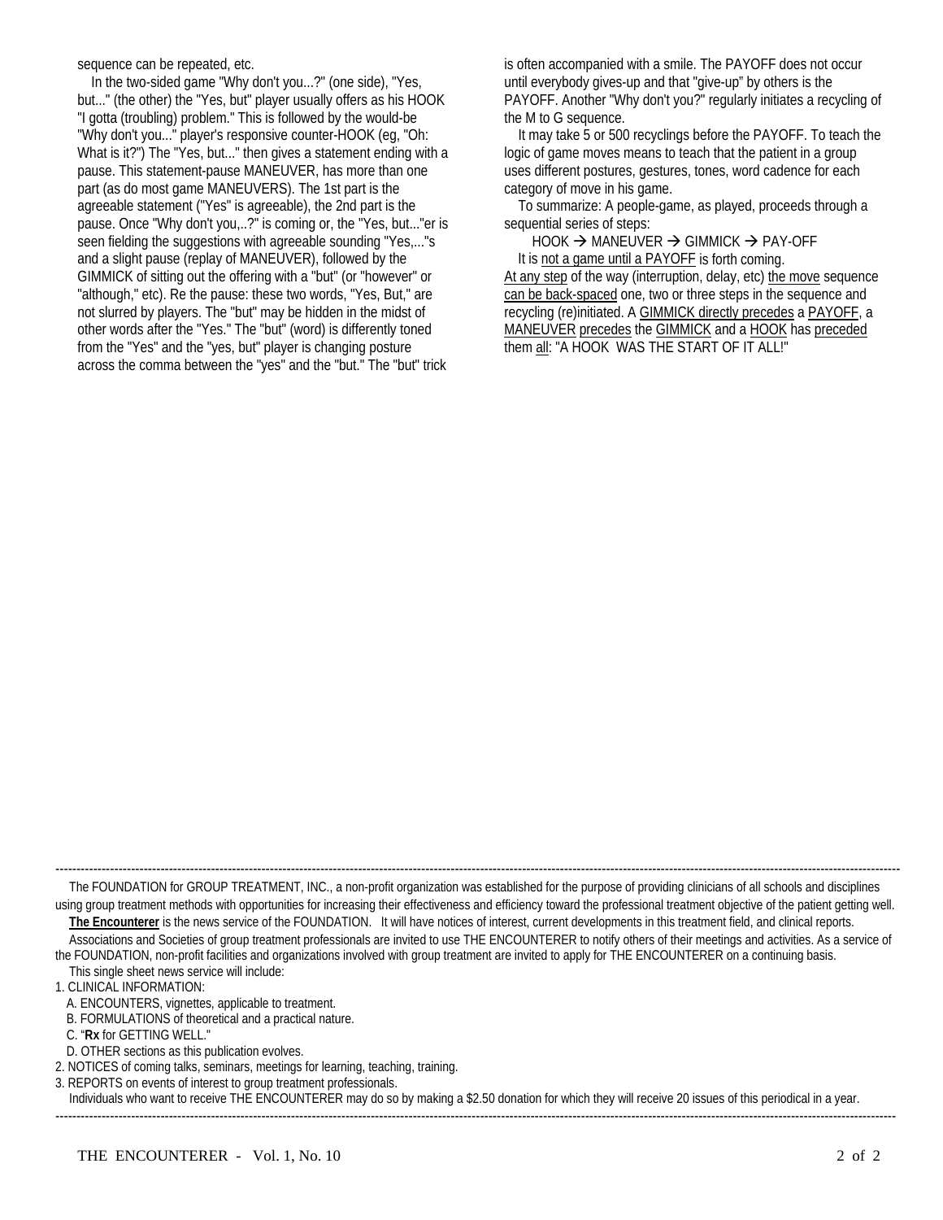sequence can be repeated, etc.

In the two-sided game "Why don't you...?" (one side), "Yes, but..." (the other) the "Yes, but" player usually offers as his HOOK "I gotta (troubling) problem." This is followed by the would-be "Why don't you..." player's responsive counter-HOOK (eg, "Oh: What is it?") The "Yes, but..." then gives a statement ending with a pause. This statement-pause MANEUVER, has more than one part (as do most game MANEUVERS). The 1st part is the agreeable statement ("Yes" is agreeable), the 2nd part is the pause. Once "Why don't you,..?" is coming or, the "Yes, but..."er is seen fielding the suggestions with agreeable sounding "Yes,..."s and a slight pause (replay of MANEUVER), followed by the GIMMICK of sitting out the offering with a "but" (or "however" or "although," etc). Re the pause: these two words, "Yes, But," are not slurred by players. The "but" may be hidden in the midst of other words after the "Yes." The "but" (word) is differently toned from the "Yes" and the "yes, but" player is changing posture across the comma between the "yes" and the "but." The "but" trick is often accompanied with a smile. The PAYOFF does not occur until everybody gives-up and that "give-up" by others is the PAYOFF. Another "Why don't you?" regularly initiates a recycling of the M to G sequence.

It may take 5 or 500 recyclings before the PAYOFF. To teach the logic of game moves means to teach that the patient in a group uses different postures, gestures, tones, word cadence for each category of move in his game.

To summarize: A people-game, as played, proceeds through a sequential series of steps:

HOOK → MANEUVER → GIMMICK → PAY-OFF

It is not a game until a PAYOFF is forth coming.

At any step of the way (interruption, delay, etc) the move sequence can be back-spaced one, two or three steps in the sequence and recycling (re)initiated. A GIMMICK directly precedes a PAYOFF, a MANEUVER precedes the GIMMICK and a HOOK has preceded them all: "A HOOK WAS THE START OF IT ALL!"

---

The FOUNDATION for GROUP TREATMENT, INC., a non-profit organization was established for the purpose of providing clinicians of all schools and disciplines using group treatment methods with opportunities for increasing their effectiveness and efficiency toward the professional treatment objective of the patient getting well.

**The Encounterer** is the news service of the FOUNDATION. It will have notices of interest, current developments in this treatment field, and clinical reports.

Associations and Societies of group treatment professionals are invited to use THE ENCOUNTERER to notify others of their meetings and activities. As a service of the FOUNDATION, non-profit facilities and organizations involved with group treatment are invited to apply for THE ENCOUNTERER on a continuing basis.

This single sheet news service will include:

1. CLINICAL INFORMATION:
   - A. ENCOUNTERS, vignettes, applicable to treatment.
   - B. FORMULATIONS of theoretical and a practical nature.
   - C. "**Rx** for GETTING WELL."
   - D. OTHER sections as this publication evolves.
2. NOTICES of coming talks, seminars, meetings for learning, teaching, training.
3. REPORTS on events of interest to group treatment professionals.

Individuals who want to receive THE ENCOUNTERER may do so by making a $2.50 donation for which they will receive 20 issues of this periodical in a year.

---